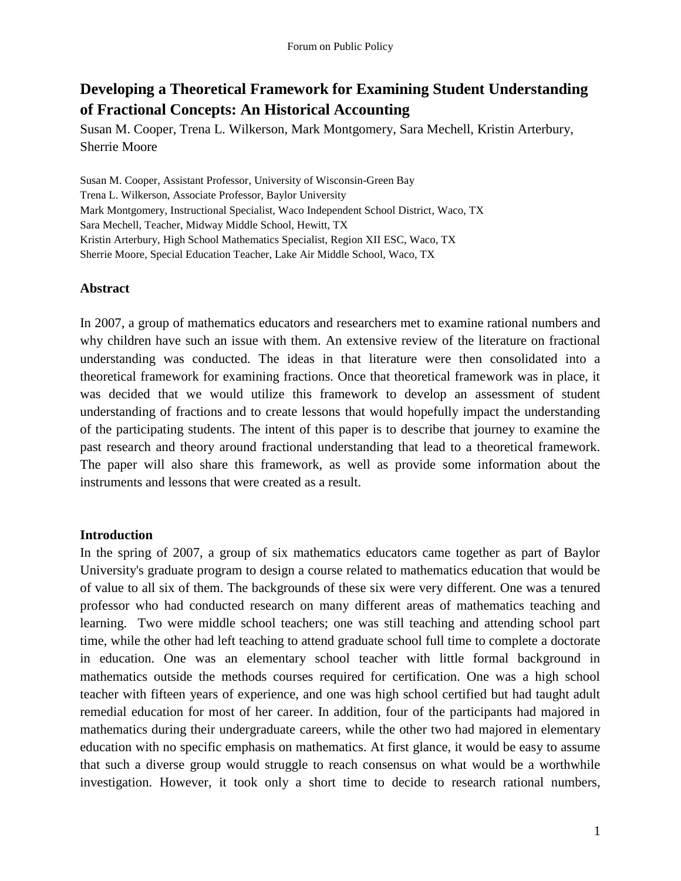# Developing a Theoretical Framework for Examining Student Understanding of Fractional Concepts: An Historical Accounting

Susan M. Cooper, Trena L. Wilkerson, Mark Montgomery, Sara Mechell, Kristin Arterbury, Sherrie Moore

Susan M. Cooper, Assistant Professor, University of Wisconsin-Green Bay
Trena L. Wilkerson, Associate Professor, Baylor University
Mark Montgomery, Instructional Specialist, Waco Independent School District, Waco, TX
Sara Mechell, Teacher, Midway Middle School, Hewitt, TX
Kristin Arterbury, High School Mathematics Specialist, Region XII ESC, Waco, TX
Sherrie Moore, Special Education Teacher, Lake Air Middle School, Waco, TX

## Abstract

In 2007, a group of mathematics educators and researchers met to examine rational numbers and why children have such an issue with them. An extensive review of the literature on fractional understanding was conducted. The ideas in that literature were then consolidated into a theoretical framework for examining fractions. Once that theoretical framework was in place, it was decided that we would utilize this framework to develop an assessment of student understanding of fractions and to create lessons that would hopefully impact the understanding of the participating students. The intent of this paper is to describe that journey to examine the past research and theory around fractional understanding that lead to a theoretical framework. The paper will also share this framework, as well as provide some information about the instruments and lessons that were created as a result.

## Introduction

In the spring of 2007, a group of six mathematics educators came together as part of Baylor University's graduate program to design a course related to mathematics education that would be of value to all six of them. The backgrounds of these six were very different. One was a tenured professor who had conducted research on many different areas of mathematics teaching and learning. Two were middle school teachers; one was still teaching and attending school part time, while the other had left teaching to attend graduate school full time to complete a doctorate in education. One was an elementary school teacher with little formal background in mathematics outside the methods courses required for certification. One was a high school teacher with fifteen years of experience, and one was high school certified but had taught adult remedial education for most of her career. In addition, four of the participants had majored in mathematics during their undergraduate careers, while the other two had majored in elementary education with no specific emphasis on mathematics. At first glance, it would be easy to assume that such a diverse group would struggle to reach consensus on what would be a worthwhile investigation. However, it took only a short time to decide to research rational numbers,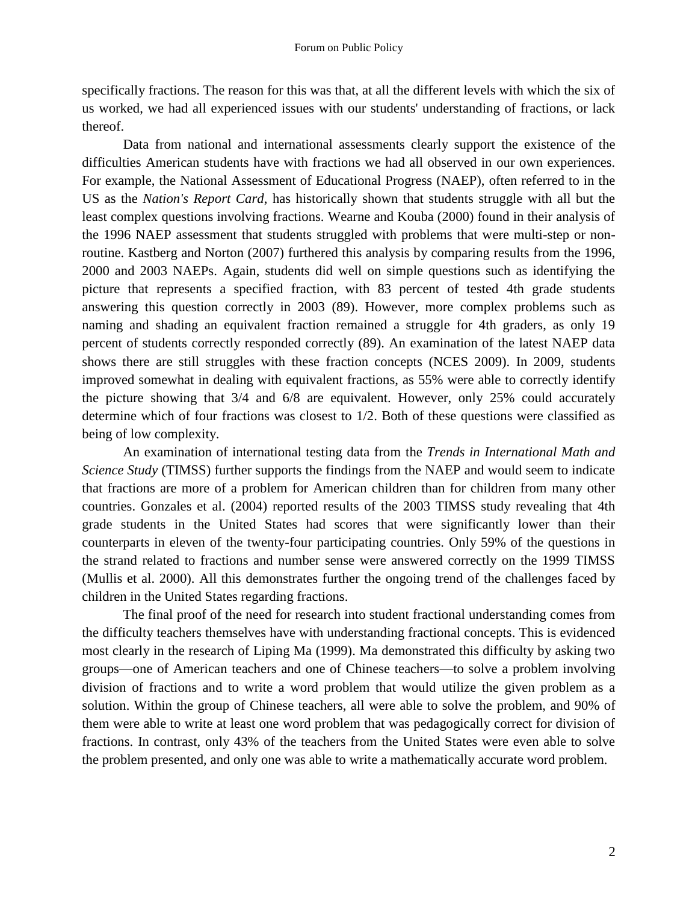specifically fractions. The reason for this was that, at all the different levels with which the six of us worked, we had all experienced issues with our students' understanding of fractions, or lack thereof.

Data from national and international assessments clearly support the existence of the difficulties American students have with fractions we had all observed in our own experiences. For example, the National Assessment of Educational Progress (NAEP), often referred to in the US as the *Nation's Report Card*, has historically shown that students struggle with all but the least complex questions involving fractions. Wearne and Kouba (2000) found in their analysis of the 1996 NAEP assessment that students struggled with problems that were multi-step or non-routine. Kastberg and Norton (2007) furthered this analysis by comparing results from the 1996, 2000 and 2003 NAEPs. Again, students did well on simple questions such as identifying the picture that represents a specified fraction, with 83 percent of tested 4th grade students answering this question correctly in 2003 (89). However, more complex problems such as naming and shading an equivalent fraction remained a struggle for 4th graders, as only 19 percent of students correctly responded correctly (89). An examination of the latest NAEP data shows there are still struggles with these fraction concepts (NCES 2009). In 2009, students improved somewhat in dealing with equivalent fractions, as 55% were able to correctly identify the picture showing that 3/4 and 6/8 are equivalent. However, only 25% could accurately determine which of four fractions was closest to 1/2. Both of these questions were classified as being of low complexity.

An examination of international testing data from the *Trends in International Math and Science Study* (TIMSS) further supports the findings from the NAEP and would seem to indicate that fractions are more of a problem for American children than for children from many other countries. Gonzales et al. (2004) reported results of the 2003 TIMSS study revealing that 4th grade students in the United States had scores that were significantly lower than their counterparts in eleven of the twenty-four participating countries. Only 59% of the questions in the strand related to fractions and number sense were answered correctly on the 1999 TIMSS (Mullis et al. 2000). All this demonstrates further the ongoing trend of the challenges faced by children in the United States regarding fractions.

The final proof of the need for research into student fractional understanding comes from the difficulty teachers themselves have with understanding fractional concepts. This is evidenced most clearly in the research of Liping Ma (1999). Ma demonstrated this difficulty by asking two groups—one of American teachers and one of Chinese teachers—to solve a problem involving division of fractions and to write a word problem that would utilize the given problem as a solution. Within the group of Chinese teachers, all were able to solve the problem, and 90% of them were able to write at least one word problem that was pedagogically correct for division of fractions. In contrast, only 43% of the teachers from the United States were even able to solve the problem presented, and only one was able to write a mathematically accurate word problem.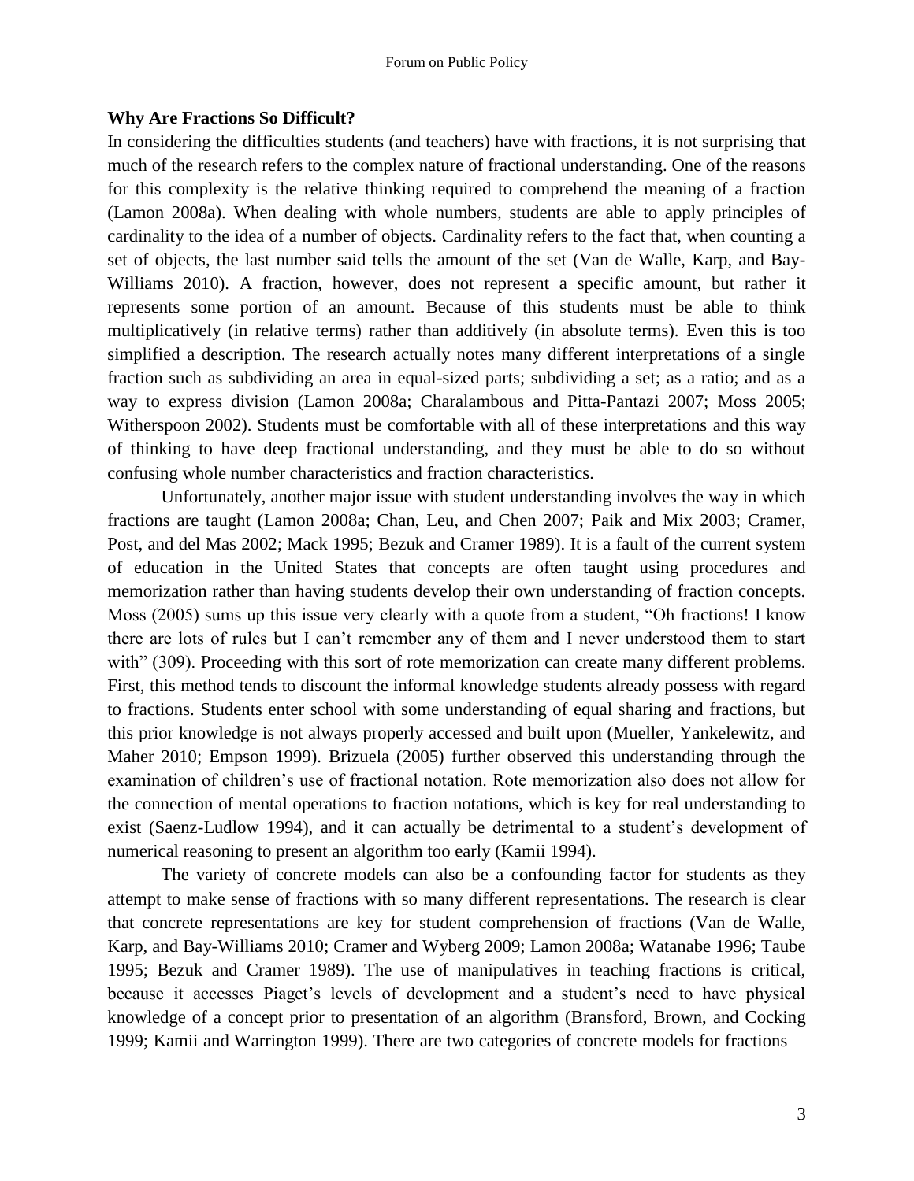**Why Are Fractions So Difficult?**

In considering the difficulties students (and teachers) have with fractions, it is not surprising that much of the research refers to the complex nature of fractional understanding. One of the reasons for this complexity is the relative thinking required to comprehend the meaning of a fraction (Lamon 2008a). When dealing with whole numbers, students are able to apply principles of cardinality to the idea of a number of objects. Cardinality refers to the fact that, when counting a set of objects, the last number said tells the amount of the set (Van de Walle, Karp, and Bay-Williams 2010). A fraction, however, does not represent a specific amount, but rather it represents some portion of an amount. Because of this students must be able to think multiplicatively (in relative terms) rather than additively (in absolute terms). Even this is too simplified a description. The research actually notes many different interpretations of a single fraction such as subdividing an area in equal-sized parts; subdividing a set; as a ratio; and as a way to express division (Lamon 2008a; Charalambous and Pitta-Pantazi 2007; Moss 2005; Witherspoon 2002). Students must be comfortable with all of these interpretations and this way of thinking to have deep fractional understanding, and they must be able to do so without confusing whole number characteristics and fraction characteristics.

Unfortunately, another major issue with student understanding involves the way in which fractions are taught (Lamon 2008a; Chan, Leu, and Chen 2007; Paik and Mix 2003; Cramer, Post, and del Mas 2002; Mack 1995; Bezuk and Cramer 1989). It is a fault of the current system of education in the United States that concepts are often taught using procedures and memorization rather than having students develop their own understanding of fraction concepts. Moss (2005) sums up this issue very clearly with a quote from a student, "Oh fractions! I know there are lots of rules but I can't remember any of them and I never understood them to start with" (309). Proceeding with this sort of rote memorization can create many different problems. First, this method tends to discount the informal knowledge students already possess with regard to fractions. Students enter school with some understanding of equal sharing and fractions, but this prior knowledge is not always properly accessed and built upon (Mueller, Yankelewitz, and Maher 2010; Empson 1999). Brizuela (2005) further observed this understanding through the examination of children's use of fractional notation. Rote memorization also does not allow for the connection of mental operations to fraction notations, which is key for real understanding to exist (Saenz-Ludlow 1994), and it can actually be detrimental to a student's development of numerical reasoning to present an algorithm too early (Kamii 1994).

The variety of concrete models can also be a confounding factor for students as they attempt to make sense of fractions with so many different representations. The research is clear that concrete representations are key for student comprehension of fractions (Van de Walle, Karp, and Bay-Williams 2010; Cramer and Wyberg 2009; Lamon 2008a; Watanabe 1996; Taube 1995; Bezuk and Cramer 1989). The use of manipulatives in teaching fractions is critical, because it accesses Piaget's levels of development and a student's need to have physical knowledge of a concept prior to presentation of an algorithm (Bransford, Brown, and Cocking 1999; Kamii and Warrington 1999). There are two categories of concrete models for fractions—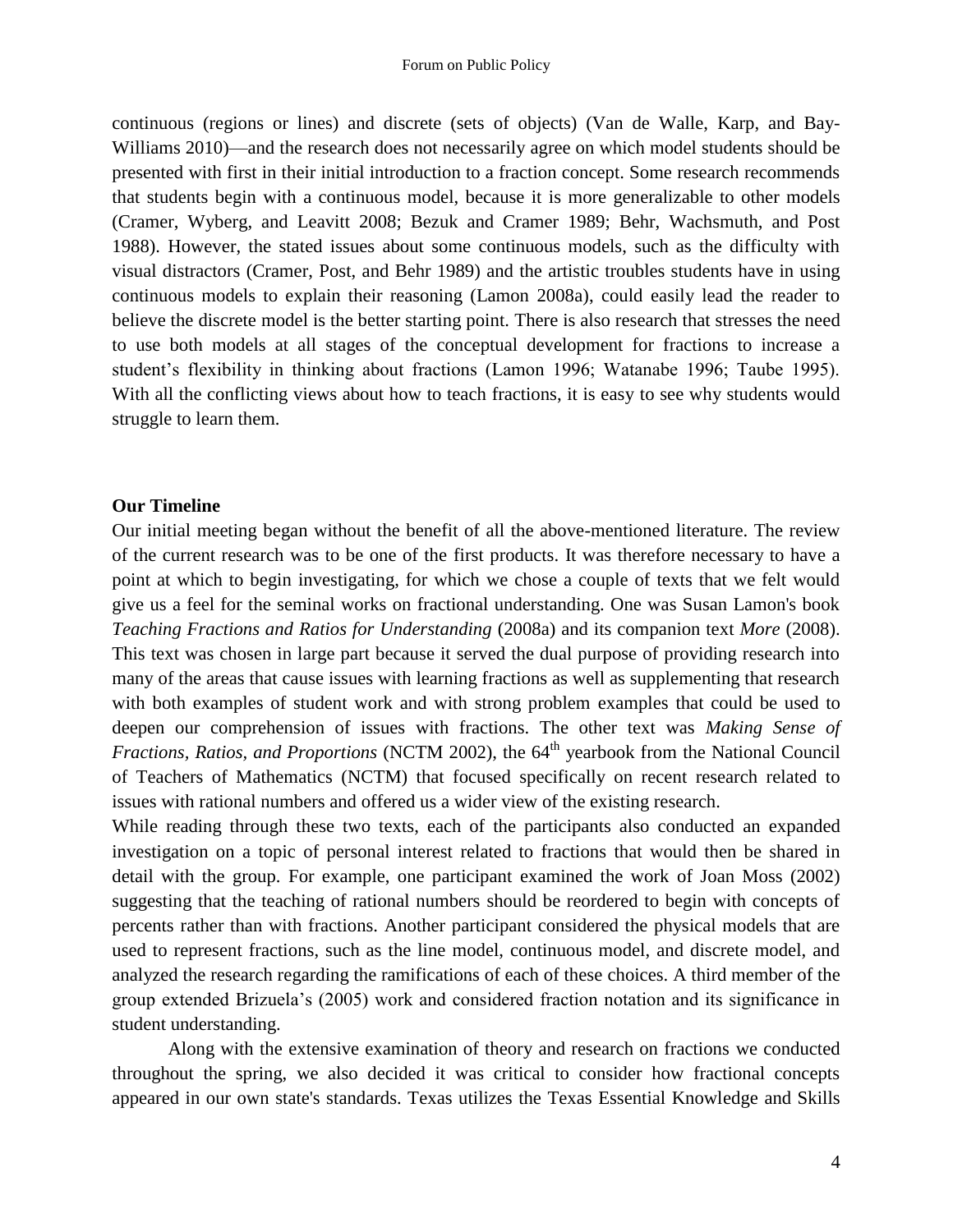continuous (regions or lines) and discrete (sets of objects) (Van de Walle, Karp, and Bay-Williams 2010)—and the research does not necessarily agree on which model students should be presented with first in their initial introduction to a fraction concept. Some research recommends that students begin with a continuous model, because it is more generalizable to other models (Cramer, Wyberg, and Leavitt 2008; Bezuk and Cramer 1989; Behr, Wachsmuth, and Post 1988). However, the stated issues about some continuous models, such as the difficulty with visual distractors (Cramer, Post, and Behr 1989) and the artistic troubles students have in using continuous models to explain their reasoning (Lamon 2008a), could easily lead the reader to believe the discrete model is the better starting point. There is also research that stresses the need to use both models at all stages of the conceptual development for fractions to increase a student's flexibility in thinking about fractions (Lamon 1996; Watanabe 1996; Taube 1995). With all the conflicting views about how to teach fractions, it is easy to see why students would struggle to learn them.

**Our Timeline**

Our initial meeting began without the benefit of all the above-mentioned literature. The review of the current research was to be one of the first products. It was therefore necessary to have a point at which to begin investigating, for which we chose a couple of texts that we felt would give us a feel for the seminal works on fractional understanding. One was Susan Lamon's book *Teaching Fractions and Ratios for Understanding* (2008a) and its companion text *More* (2008). This text was chosen in large part because it served the dual purpose of providing research into many of the areas that cause issues with learning fractions as well as supplementing that research with both examples of student work and with strong problem examples that could be used to deepen our comprehension of issues with fractions. The other text was *Making Sense of Fractions, Ratios, and Proportions* (NCTM 2002), the 64th yearbook from the National Council of Teachers of Mathematics (NCTM) that focused specifically on recent research related to issues with rational numbers and offered us a wider view of the existing research.

While reading through these two texts, each of the participants also conducted an expanded investigation on a topic of personal interest related to fractions that would then be shared in detail with the group. For example, one participant examined the work of Joan Moss (2002) suggesting that the teaching of rational numbers should be reordered to begin with concepts of percents rather than with fractions. Another participant considered the physical models that are used to represent fractions, such as the line model, continuous model, and discrete model, and analyzed the research regarding the ramifications of each of these choices. A third member of the group extended Brizuela's (2005) work and considered fraction notation and its significance in student understanding.

Along with the extensive examination of theory and research on fractions we conducted throughout the spring, we also decided it was critical to consider how fractional concepts appeared in our own state's standards. Texas utilizes the Texas Essential Knowledge and Skills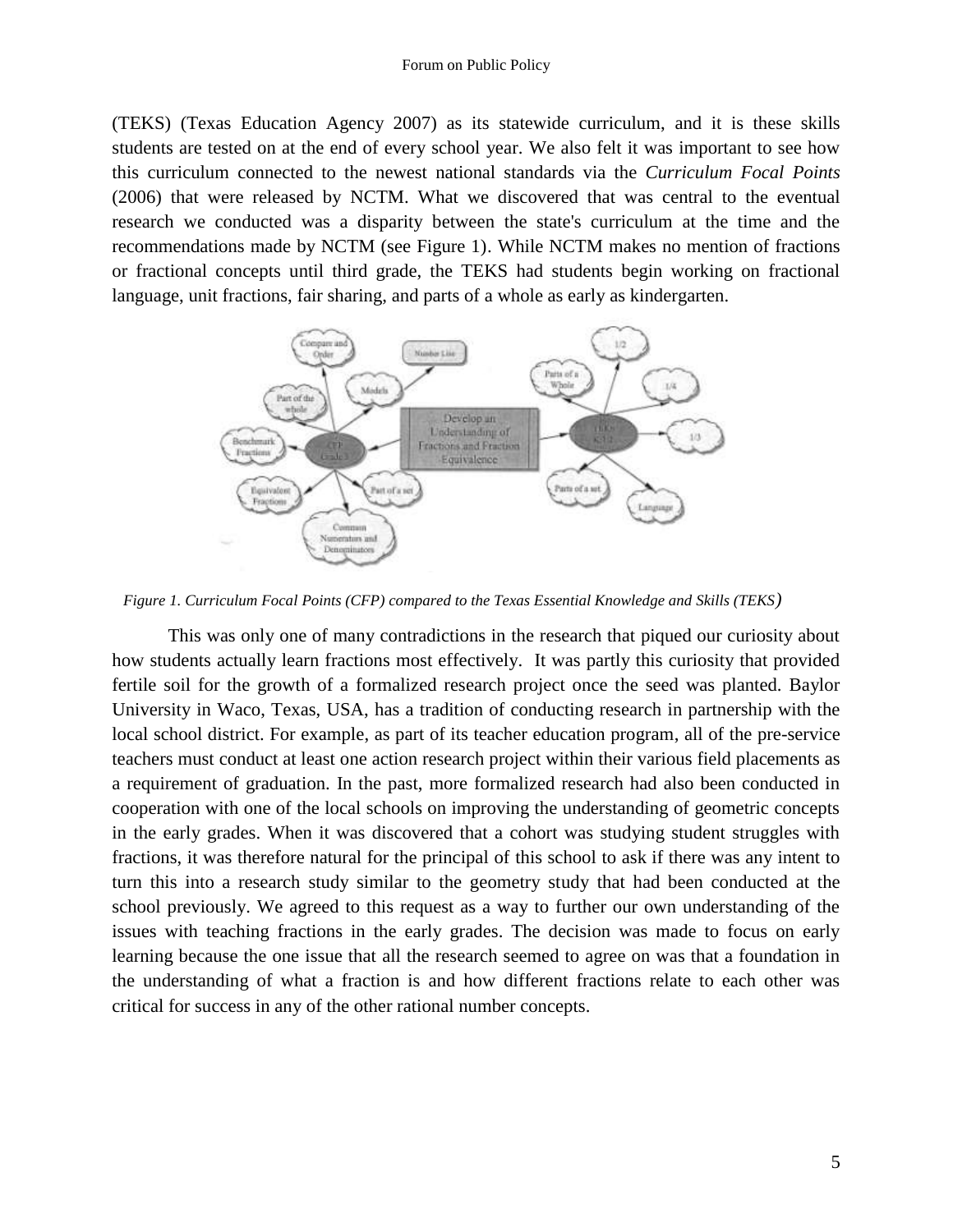(TEKS) (Texas Education Agency 2007) as its statewide curriculum, and it is these skills students are tested on at the end of every school year. We also felt it was important to see how this curriculum connected to the newest national standards via the *Curriculum Focal Points* (2006) that were released by NCTM. What we discovered that was central to the eventual research we conducted was a disparity between the state's curriculum at the time and the recommendations made by NCTM (see Figure 1). While NCTM makes no mention of fractions or fractional concepts until third grade, the TEKS had students begin working on fractional language, unit fractions, fair sharing, and parts of a whole as early as kindergarten.

*Figure 1. Curriculum Focal Points (CFP) compared to the Texas Essential Knowledge and Skills (TEKS)*

This was only one of many contradictions in the research that piqued our curiosity about how students actually learn fractions most effectively. It was partly this curiosity that provided fertile soil for the growth of a formalized research project once the seed was planted. Baylor University in Waco, Texas, USA, has a tradition of conducting research in partnership with the local school district. For example, as part of its teacher education program, all of the pre-service teachers must conduct at least one action research project within their various field placements as a requirement of graduation. In the past, more formalized research had also been conducted in cooperation with one of the local schools on improving the understanding of geometric concepts in the early grades. When it was discovered that a cohort was studying student struggles with fractions, it was therefore natural for the principal of this school to ask if there was any intent to turn this into a research study similar to the geometry study that had been conducted at the school previously. We agreed to this request as a way to further our own understanding of the issues with teaching fractions in the early grades. The decision was made to focus on early learning because the one issue that all the research seemed to agree on was that a foundation in the understanding of what a fraction is and how different fractions relate to each other was critical for success in any of the other rational number concepts.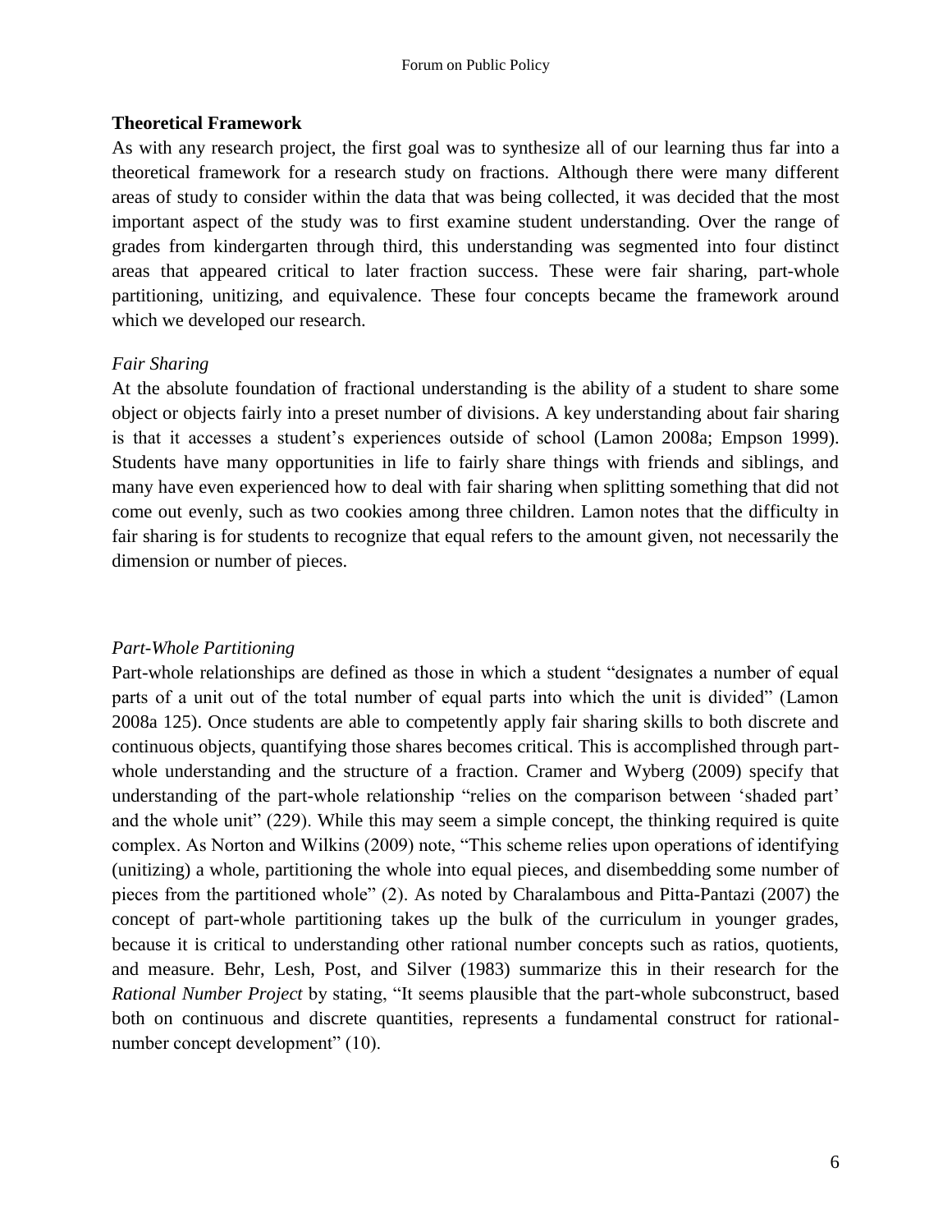### Theoretical Framework

As with any research project, the first goal was to synthesize all of our learning thus far into a theoretical framework for a research study on fractions. Although there were many different areas of study to consider within the data that was being collected, it was decided that the most important aspect of the study was to first examine student understanding. Over the range of grades from kindergarten through third, this understanding was segmented into four distinct areas that appeared critical to later fraction success. These were fair sharing, part-whole partitioning, unitizing, and equivalence. These four concepts became the framework around which we developed our research.

#### *Fair Sharing*

At the absolute foundation of fractional understanding is the ability of a student to share some object or objects fairly into a preset number of divisions. A key understanding about fair sharing is that it accesses a student's experiences outside of school (Lamon 2008a; Empson 1999). Students have many opportunities in life to fairly share things with friends and siblings, and many have even experienced how to deal with fair sharing when splitting something that did not come out evenly, such as two cookies among three children. Lamon notes that the difficulty in fair sharing is for students to recognize that equal refers to the amount given, not necessarily the dimension or number of pieces.

#### *Part-Whole Partitioning*

Part-whole relationships are defined as those in which a student "designates a number of equal parts of a unit out of the total number of equal parts into which the unit is divided" (Lamon 2008a 125). Once students are able to competently apply fair sharing skills to both discrete and continuous objects, quantifying those shares becomes critical. This is accomplished through part-whole understanding and the structure of a fraction. Cramer and Wyberg (2009) specify that understanding of the part-whole relationship "relies on the comparison between 'shaded part' and the whole unit" (229). While this may seem a simple concept, the thinking required is quite complex. As Norton and Wilkins (2009) note, "This scheme relies upon operations of identifying (unitizing) a whole, partitioning the whole into equal pieces, and disembedding some number of pieces from the partitioned whole" (2). As noted by Charalambous and Pitta-Pantazi (2007) the concept of part-whole partitioning takes up the bulk of the curriculum in younger grades, because it is critical to understanding other rational number concepts such as ratios, quotients, and measure. Behr, Lesh, Post, and Silver (1983) summarize this in their research for the *Rational Number Project* by stating, "It seems plausible that the part-whole subconstruct, based both on continuous and discrete quantities, represents a fundamental construct for rational-number concept development" (10).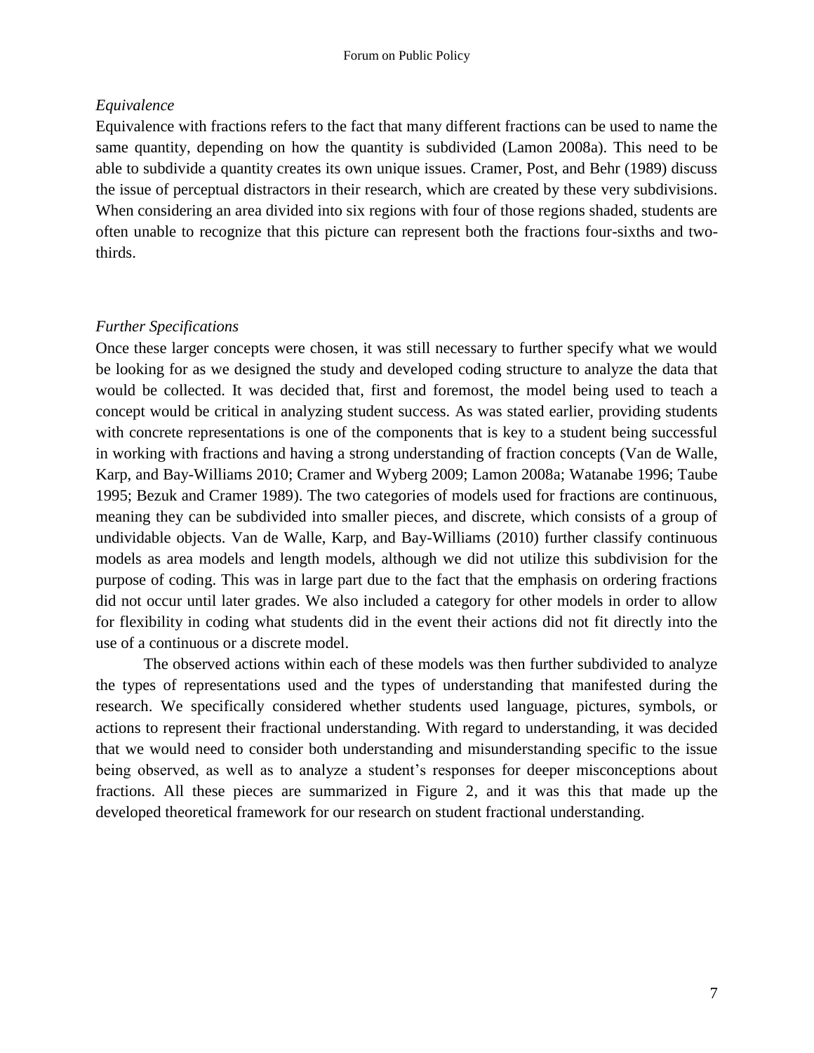### *Equivalence*

Equivalence with fractions refers to the fact that many different fractions can be used to name the same quantity, depending on how the quantity is subdivided (Lamon 2008a). This need to be able to subdivide a quantity creates its own unique issues. Cramer, Post, and Behr (1989) discuss the issue of perceptual distractors in their research, which are created by these very subdivisions. When considering an area divided into six regions with four of those regions shaded, students are often unable to recognize that this picture can represent both the fractions four-sixths and two-thirds.

### *Further Specifications*

Once these larger concepts were chosen, it was still necessary to further specify what we would be looking for as we designed the study and developed coding structure to analyze the data that would be collected. It was decided that, first and foremost, the model being used to teach a concept would be critical in analyzing student success. As was stated earlier, providing students with concrete representations is one of the components that is key to a student being successful in working with fractions and having a strong understanding of fraction concepts (Van de Walle, Karp, and Bay-Williams 2010; Cramer and Wyberg 2009; Lamon 2008a; Watanabe 1996; Taube 1995; Bezuk and Cramer 1989). The two categories of models used for fractions are continuous, meaning they can be subdivided into smaller pieces, and discrete, which consists of a group of undividable objects. Van de Walle, Karp, and Bay-Williams (2010) further classify continuous models as area models and length models, although we did not utilize this subdivision for the purpose of coding. This was in large part due to the fact that the emphasis on ordering fractions did not occur until later grades. We also included a category for other models in order to allow for flexibility in coding what students did in the event their actions did not fit directly into the use of a continuous or a discrete model.

The observed actions within each of these models was then further subdivided to analyze the types of representations used and the types of understanding that manifested during the research. We specifically considered whether students used language, pictures, symbols, or actions to represent their fractional understanding. With regard to understanding, it was decided that we would need to consider both understanding and misunderstanding specific to the issue being observed, as well as to analyze a student's responses for deeper misconceptions about fractions. All these pieces are summarized in Figure 2, and it was this that made up the developed theoretical framework for our research on student fractional understanding.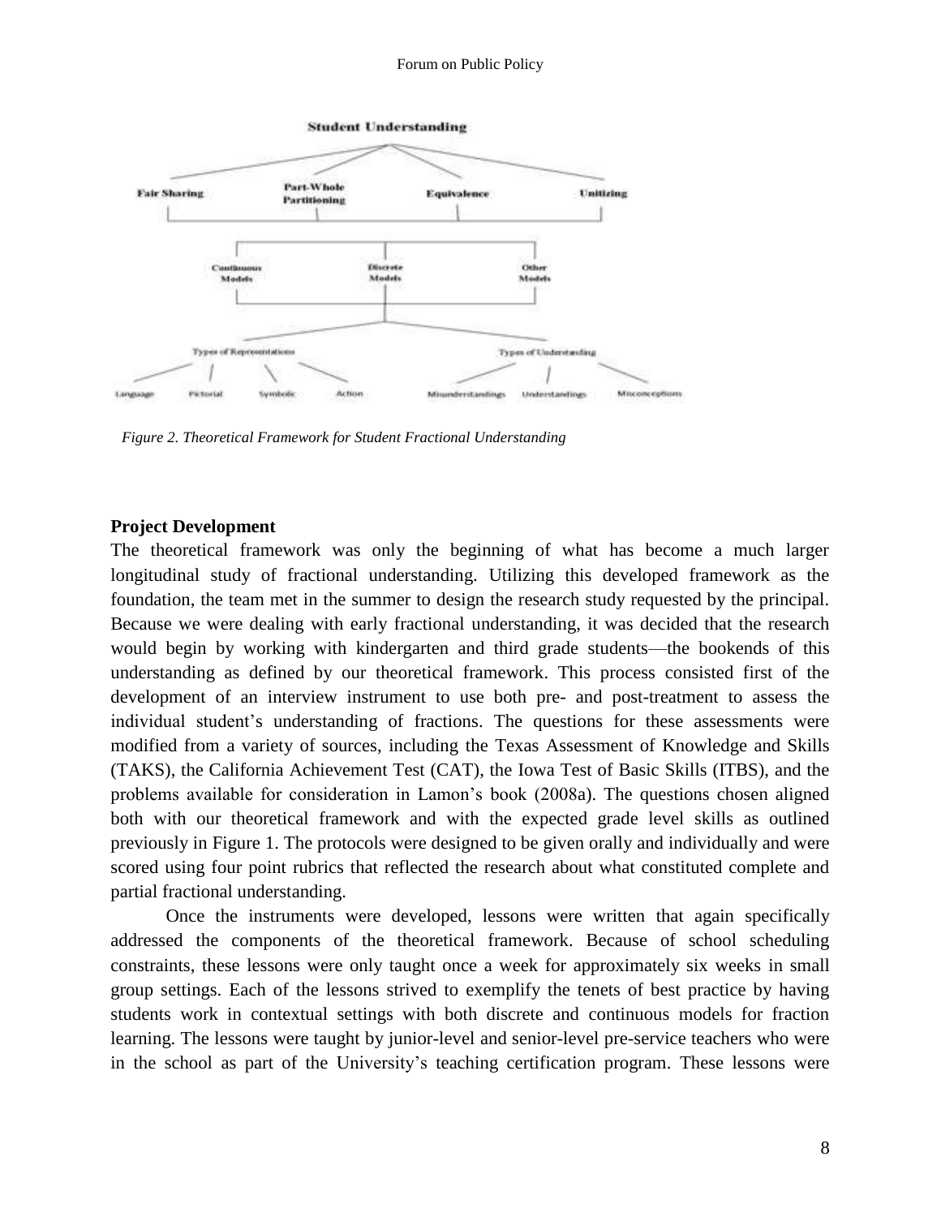*Figure 2. Theoretical Framework for Student Fractional Understanding*

**Project Development**

The theoretical framework was only the beginning of what has become a much larger longitudinal study of fractional understanding. Utilizing this developed framework as the foundation, the team met in the summer to design the research study requested by the principal. Because we were dealing with early fractional understanding, it was decided that the research would begin by working with kindergarten and third grade students—the bookends of this understanding as defined by our theoretical framework. This process consisted first of the development of an interview instrument to use both pre- and post-treatment to assess the individual student's understanding of fractions. The questions for these assessments were modified from a variety of sources, including the Texas Assessment of Knowledge and Skills (TAKS), the California Achievement Test (CAT), the Iowa Test of Basic Skills (ITBS), and the problems available for consideration in Lamon's book (2008a). The questions chosen aligned both with our theoretical framework and with the expected grade level skills as outlined previously in Figure 1. The protocols were designed to be given orally and individually and were scored using four point rubrics that reflected the research about what constituted complete and partial fractional understanding.

Once the instruments were developed, lessons were written that again specifically addressed the components of the theoretical framework. Because of school scheduling constraints, these lessons were only taught once a week for approximately six weeks in small group settings. Each of the lessons strived to exemplify the tenets of best practice by having students work in contextual settings with both discrete and continuous models for fraction learning. The lessons were taught by junior-level and senior-level pre-service teachers who were in the school as part of the University's teaching certification program. These lessons were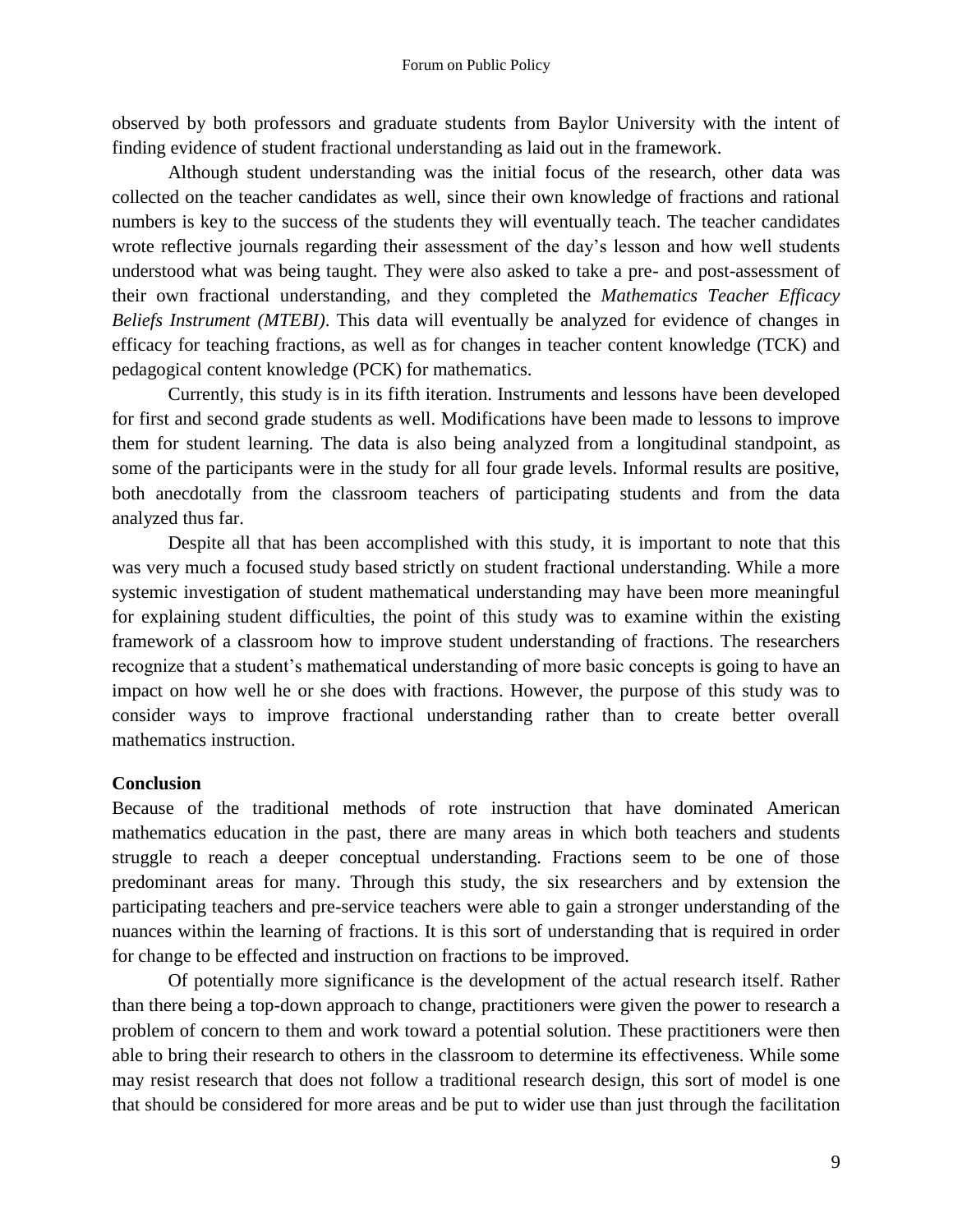observed by both professors and graduate students from Baylor University with the intent of finding evidence of student fractional understanding as laid out in the framework.

Although student understanding was the initial focus of the research, other data was collected on the teacher candidates as well, since their own knowledge of fractions and rational numbers is key to the success of the students they will eventually teach. The teacher candidates wrote reflective journals regarding their assessment of the day's lesson and how well students understood what was being taught. They were also asked to take a pre- and post-assessment of their own fractional understanding, and they completed the *Mathematics Teacher Efficacy Beliefs Instrument (MTEBI)*. This data will eventually be analyzed for evidence of changes in efficacy for teaching fractions, as well as for changes in teacher content knowledge (TCK) and pedagogical content knowledge (PCK) for mathematics.

Currently, this study is in its fifth iteration. Instruments and lessons have been developed for first and second grade students as well. Modifications have been made to lessons to improve them for student learning. The data is also being analyzed from a longitudinal standpoint, as some of the participants were in the study for all four grade levels. Informal results are positive, both anecdotally from the classroom teachers of participating students and from the data analyzed thus far.

Despite all that has been accomplished with this study, it is important to note that this was very much a focused study based strictly on student fractional understanding. While a more systemic investigation of student mathematical understanding may have been more meaningful for explaining student difficulties, the point of this study was to examine within the existing framework of a classroom how to improve student understanding of fractions. The researchers recognize that a student's mathematical understanding of more basic concepts is going to have an impact on how well he or she does with fractions. However, the purpose of this study was to consider ways to improve fractional understanding rather than to create better overall mathematics instruction.

**Conclusion**

Because of the traditional methods of rote instruction that have dominated American mathematics education in the past, there are many areas in which both teachers and students struggle to reach a deeper conceptual understanding. Fractions seem to be one of those predominant areas for many. Through this study, the six researchers and by extension the participating teachers and pre-service teachers were able to gain a stronger understanding of the nuances within the learning of fractions. It is this sort of understanding that is required in order for change to be effected and instruction on fractions to be improved.

Of potentially more significance is the development of the actual research itself. Rather than there being a top-down approach to change, practitioners were given the power to research a problem of concern to them and work toward a potential solution. These practitioners were then able to bring their research to others in the classroom to determine its effectiveness. While some may resist research that does not follow a traditional research design, this sort of model is one that should be considered for more areas and be put to wider use than just through the facilitation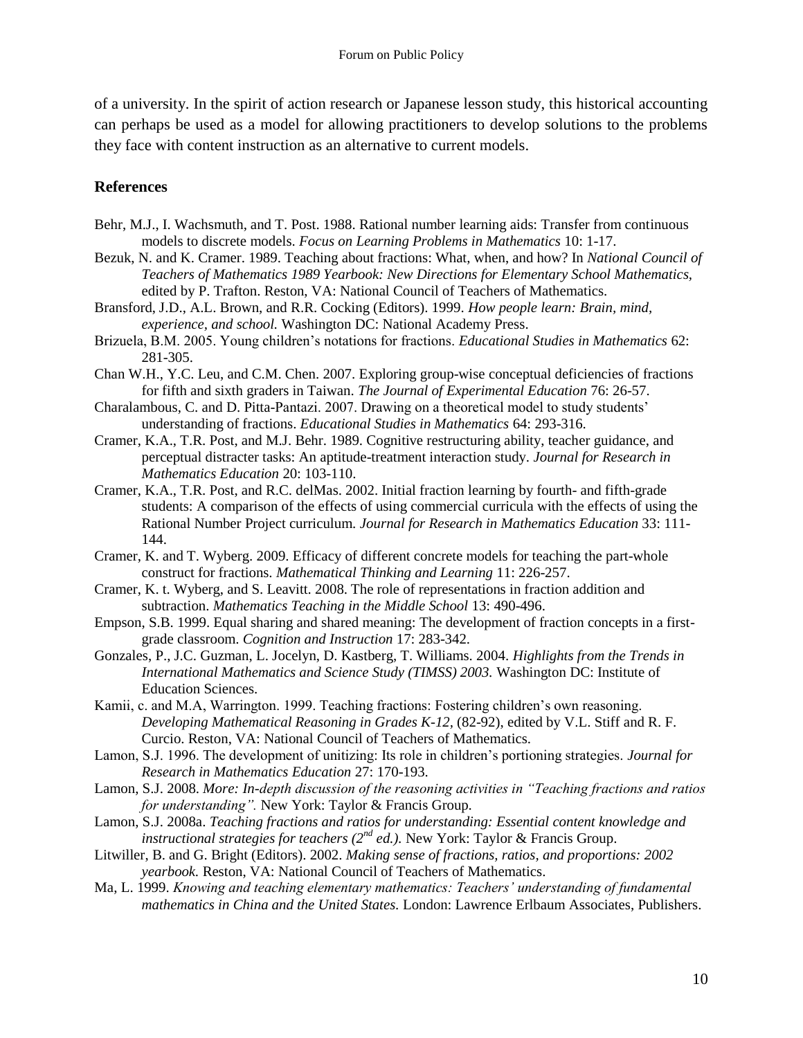of a university. In the spirit of action research or Japanese lesson study, this historical accounting can perhaps be used as a model for allowing practitioners to develop solutions to the problems they face with content instruction as an alternative to current models.

## References

Behr, M.J., I. Wachsmuth, and T. Post. 1988. Rational number learning aids: Transfer from continuous models to discrete models. *Focus on Learning Problems in Mathematics* 10: 1-17.

Bezuk, N. and K. Cramer. 1989. Teaching about fractions: What, when, and how? In *National Council of Teachers of Mathematics 1989 Yearbook: New Directions for Elementary School Mathematics,* edited by P. Trafton. Reston, VA: National Council of Teachers of Mathematics.

Bransford, J.D., A.L. Brown, and R.R. Cocking (Editors). 1999. *How people learn: Brain, mind, experience, and school.* Washington DC: National Academy Press.

Brizuela, B.M. 2005. Young children's notations for fractions. *Educational Studies in Mathematics* 62: 281-305.

Chan W.H., Y.C. Leu, and C.M. Chen. 2007. Exploring group-wise conceptual deficiencies of fractions for fifth and sixth graders in Taiwan. *The Journal of Experimental Education* 76: 26-57.

Charalambous, C. and D. Pitta-Pantazi. 2007. Drawing on a theoretical model to study students' understanding of fractions. *Educational Studies in Mathematics* 64: 293-316.

Cramer, K.A., T.R. Post, and M.J. Behr. 1989. Cognitive restructuring ability, teacher guidance, and perceptual distracter tasks: An aptitude-treatment interaction study. *Journal for Research in Mathematics Education* 20: 103-110.

Cramer, K.A., T.R. Post, and R.C. delMas. 2002. Initial fraction learning by fourth- and fifth-grade students: A comparison of the effects of using commercial curricula with the effects of using the Rational Number Project curriculum. *Journal for Research in Mathematics Education* 33: 111-144.

Cramer, K. and T. Wyberg. 2009. Efficacy of different concrete models for teaching the part-whole construct for fractions. *Mathematical Thinking and Learning* 11: 226-257.

Cramer, K. t. Wyberg, and S. Leavitt. 2008. The role of representations in fraction addition and subtraction. *Mathematics Teaching in the Middle School* 13: 490-496.

Empson, S.B. 1999. Equal sharing and shared meaning: The development of fraction concepts in a first-grade classroom. *Cognition and Instruction* 17: 283-342.

Gonzales, P., J.C. Guzman, L. Jocelyn, D. Kastberg, T. Williams. 2004. *Highlights from the Trends in International Mathematics and Science Study (TIMSS) 2003.* Washington DC: Institute of Education Sciences.

Kamii, c. and M.A, Warrington. 1999. Teaching fractions: Fostering children's own reasoning. *Developing Mathematical Reasoning in Grades K-12*, (82-92), edited by V.L. Stiff and R. F. Curcio. Reston, VA: National Council of Teachers of Mathematics.

Lamon, S.J. 1996. The development of unitizing: Its role in children's portioning strategies. *Journal for Research in Mathematics Education* 27: 170-193.

Lamon, S.J. 2008. *More: In-depth discussion of the reasoning activities in "Teaching fractions and ratios for understanding".* New York: Taylor & Francis Group.

Lamon, S.J. 2008a. *Teaching fractions and ratios for understanding: Essential content knowledge and instructional strategies for teachers (2nd ed.).* New York: Taylor & Francis Group.

Litwiller, B. and G. Bright (Editors). 2002. *Making sense of fractions, ratios, and proportions: 2002 yearbook.* Reston, VA: National Council of Teachers of Mathematics.

Ma, L. 1999. *Knowing and teaching elementary mathematics: Teachers' understanding of fundamental mathematics in China and the United States.* London: Lawrence Erlbaum Associates, Publishers.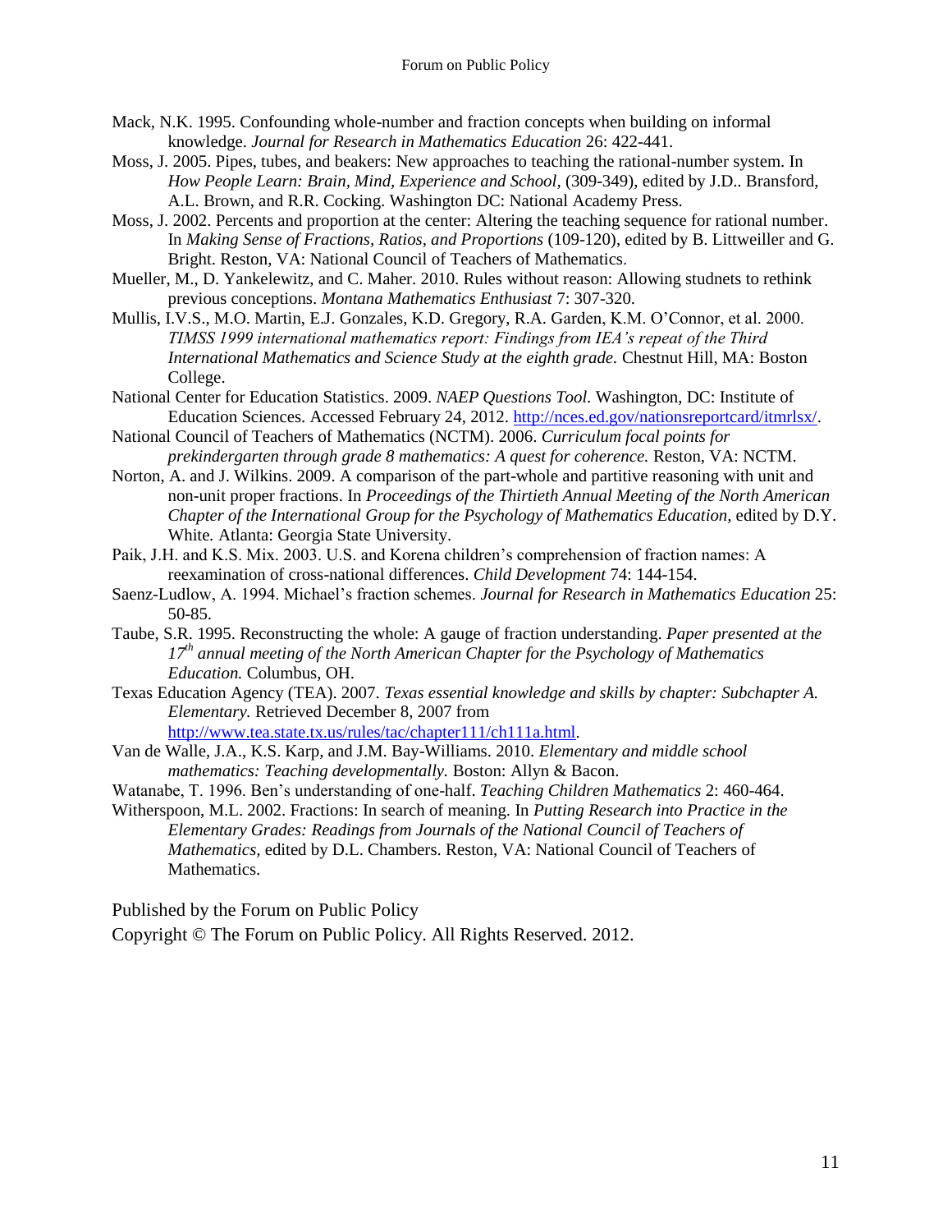Mack, N.K. 1995. Confounding whole-number and fraction concepts when building on informal knowledge. *Journal for Research in Mathematics Education* 26: 422-441.

Moss, J. 2005. Pipes, tubes, and beakers: New approaches to teaching the rational-number system. In *How People Learn: Brain, Mind, Experience and School,* (309-349), edited by J.D.. Bransford, A.L. Brown, and R.R. Cocking. Washington DC: National Academy Press.

Moss, J. 2002. Percents and proportion at the center: Altering the teaching sequence for rational number. In *Making Sense of Fractions, Ratios, and Proportions* (109-120), edited by B. Littweiller and G. Bright. Reston, VA: National Council of Teachers of Mathematics.

Mueller, M., D. Yankelewitz, and C. Maher. 2010. Rules without reason: Allowing studnets to rethink previous conceptions. *Montana Mathematics Enthusiast* 7: 307-320.

Mullis, I.V.S., M.O. Martin, E.J. Gonzales, K.D. Gregory, R.A. Garden, K.M. O'Connor, et al. 2000. *TIMSS 1999 international mathematics report: Findings from IEA's repeat of the Third International Mathematics and Science Study at the eighth grade.* Chestnut Hill, MA: Boston College.

National Center for Education Statistics. 2009. *NAEP Questions Tool.* Washington, DC: Institute of Education Sciences. Accessed February 24, 2012. http://nces.ed.gov/nationsreportcard/itmrlsx/.

National Council of Teachers of Mathematics (NCTM). 2006. *Curriculum focal points for prekindergarten through grade 8 mathematics: A quest for coherence.* Reston, VA: NCTM.

Norton, A. and J. Wilkins. 2009. A comparison of the part-whole and partitive reasoning with unit and non-unit proper fractions. In *Proceedings of the Thirtieth Annual Meeting of the North American Chapter of the International Group for the Psychology of Mathematics Education,* edited by D.Y. White. Atlanta: Georgia State University.

Paik, J.H. and K.S. Mix. 2003. U.S. and Korena children's comprehension of fraction names: A reexamination of cross-national differences. *Child Development* 74: 144-154.

Saenz-Ludlow, A. 1994. Michael's fraction schemes. *Journal for Research in Mathematics Education* 25: 50-85.

Taube, S.R. 1995. Reconstructing the whole: A gauge of fraction understanding. *Paper presented at the 17th annual meeting of the North American Chapter for the Psychology of Mathematics Education.* Columbus, OH.

Texas Education Agency (TEA). 2007. *Texas essential knowledge and skills by chapter: Subchapter A. Elementary.* Retrieved December 8, 2007 from http://www.tea.state.tx.us/rules/tac/chapter111/ch111a.html.

Van de Walle, J.A., K.S. Karp, and J.M. Bay-Williams. 2010. *Elementary and middle school mathematics: Teaching developmentally.* Boston: Allyn & Bacon.

Watanabe, T. 1996. Ben's understanding of one-half. *Teaching Children Mathematics* 2: 460-464.

Witherspoon, M.L. 2002. Fractions: In search of meaning. In *Putting Research into Practice in the Elementary Grades: Readings from Journals of the National Council of Teachers of Mathematics,* edited by D.L. Chambers. Reston, VA: National Council of Teachers of Mathematics.

Published by the Forum on Public Policy

Copyright © The Forum on Public Policy. All Rights Reserved. 2012.